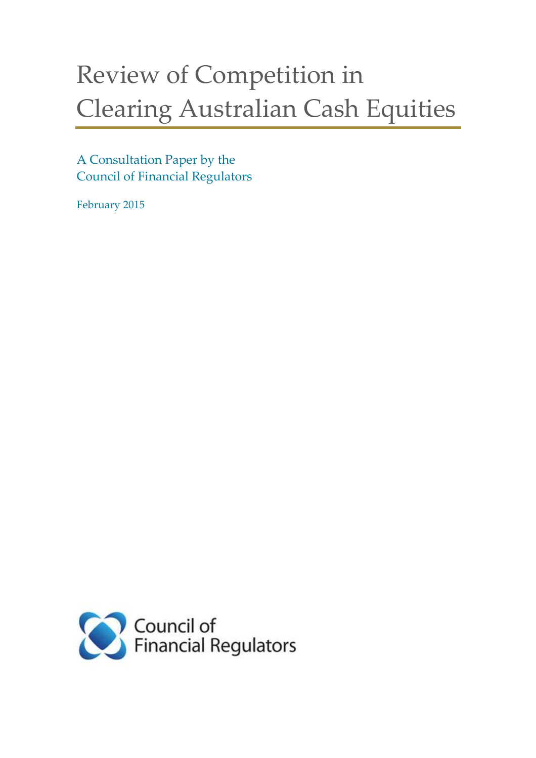# Review of Competition in Clearing Australian Cash Equities

A Consultation Paper by the Council of Financial Regulators

February 2015

Council of Financial Regulators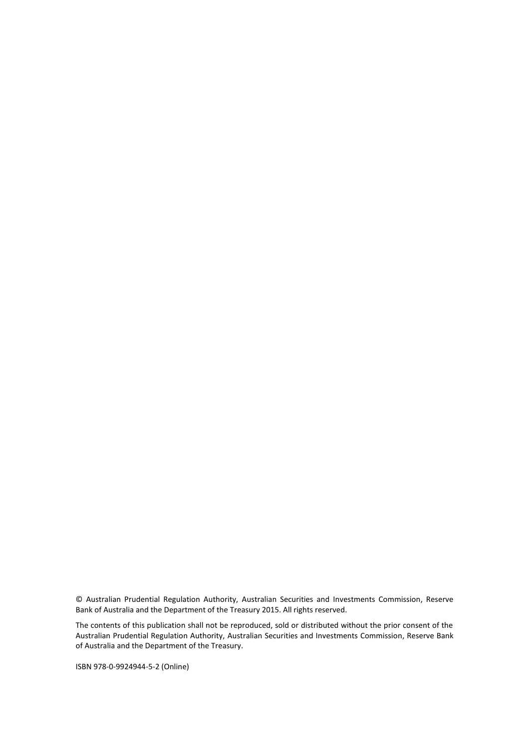© Australian Prudential Regulation Authority, Australian Securities and Investments Commission, Reserve Bank of Australia and the Department of the Treasury 2015. All rights reserved.

The contents of this publication shall not be reproduced, sold or distributed without the prior consent of the Australian Prudential Regulation Authority, Australian Securities and Investments Commission, Reserve Bank of Australia and the Department of the Treasury.

ISBN 978-0-9924944-5-2 (Online)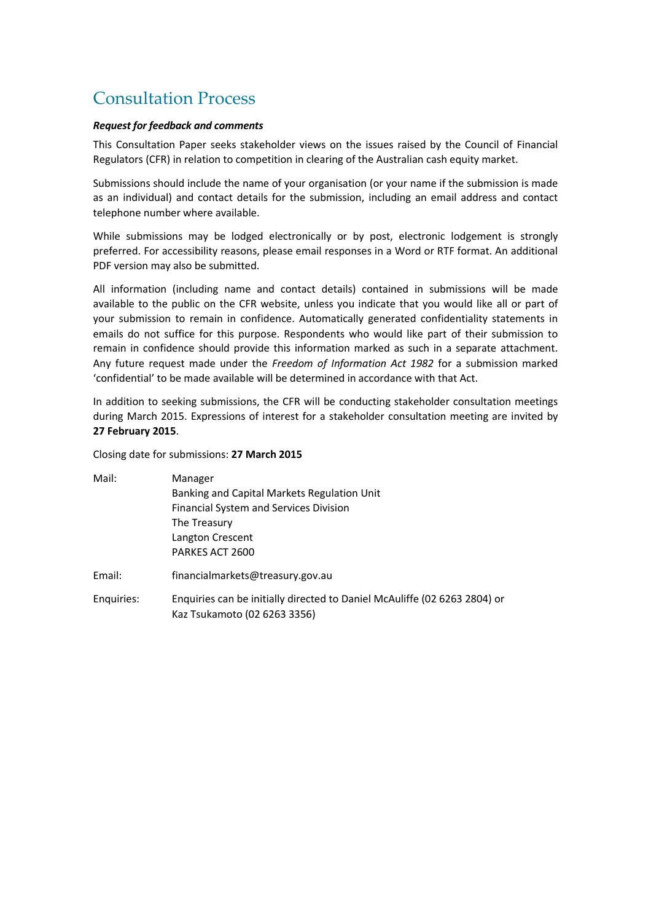# Consultation Process

***Request for feedback and comments***

This Consultation Paper seeks stakeholder views on the issues raised by the Council of Financial Regulators (CFR) in relation to competition in clearing of the Australian cash equity market.

Submissions should include the name of your organisation (or your name if the submission is made as an individual) and contact details for the submission, including an email address and contact telephone number where available.

While submissions may be lodged electronically or by post, electronic lodgement is strongly preferred. For accessibility reasons, please email responses in a Word or RTF format. An additional PDF version may also be submitted.

All information (including name and contact details) contained in submissions will be made available to the public on the CFR website, unless you indicate that you would like all or part of your submission to remain in confidence. Automatically generated confidentiality statements in emails do not suffice for this purpose. Respondents who would like part of their submission to remain in confidence should provide this information marked as such in a separate attachment. Any future request made under the *Freedom of Information Act 1982* for a submission marked 'confidential' to be made available will be determined in accordance with that Act.

In addition to seeking submissions, the CFR will be conducting stakeholder consultation meetings during March 2015. Expressions of interest for a stakeholder consultation meeting are invited by **27 February 2015**.

Closing date for submissions: **27 March 2015**

| | |
|---|---|
| Mail: | Manager<br>Banking and Capital Markets Regulation Unit<br>Financial System and Services Division<br>The Treasury<br>Langton Crescent<br>PARKES ACT 2600 |
| Email: | financialmarkets@treasury.gov.au |
| Enquiries: | Enquiries can be initially directed to Daniel McAuliffe (02 6263 2804) or Kaz Tsukamoto (02 6263 3356) |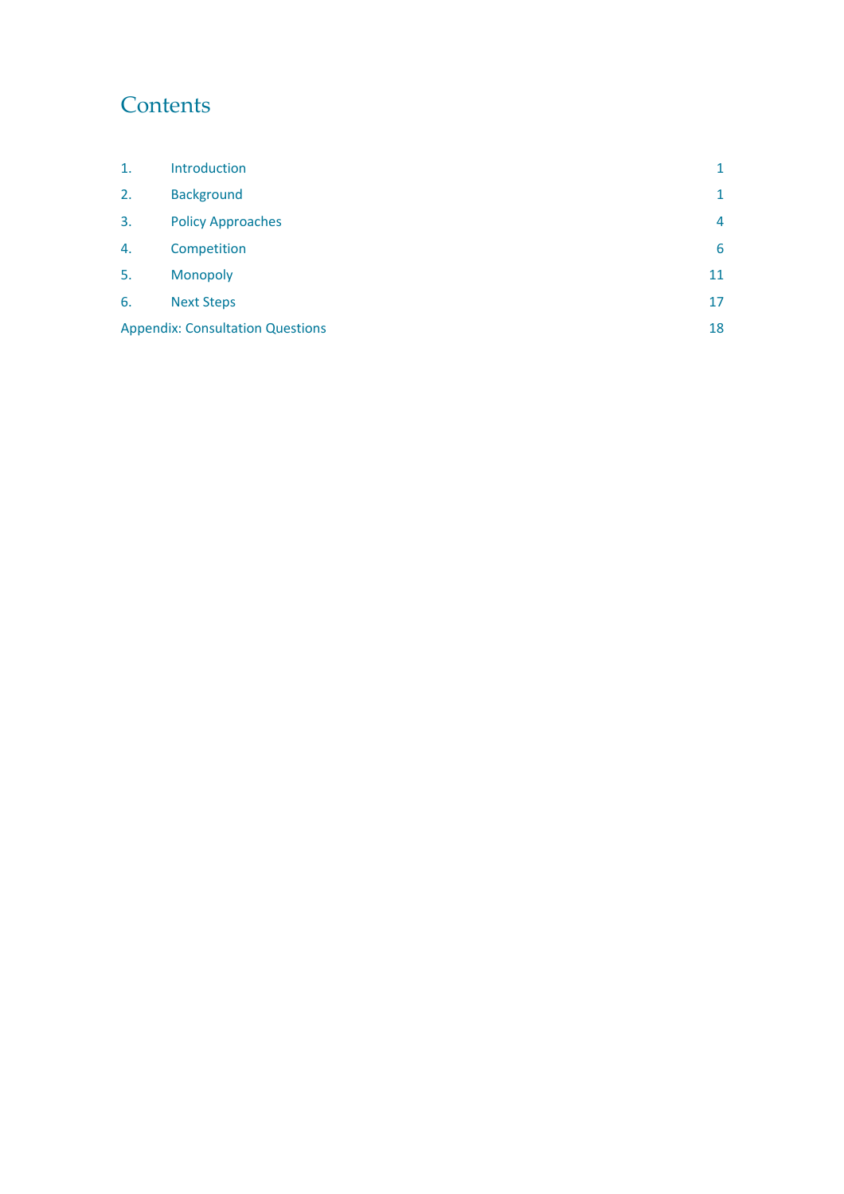# Contents

| | | |
|---|---|---|
| 1. | Introduction | 1 |
| 2. | Background | 1 |
| 3. | Policy Approaches | 4 |
| 4. | Competition | 6 |
| 5. | Monopoly | 11 |
| 6. | Next Steps | 17 |
| Appendix: Consultation Questions | | 18 |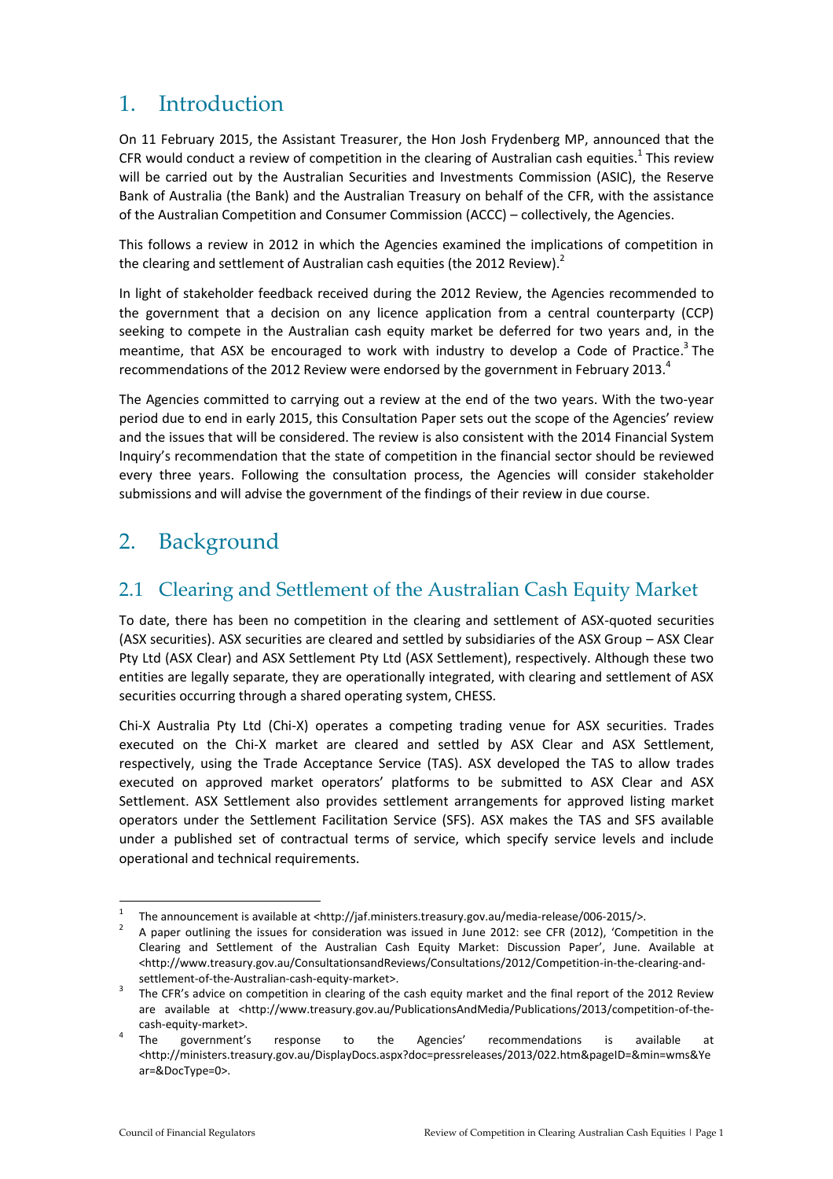# 1. Introduction

On 11 February 2015, the Assistant Treasurer, the Hon Josh Frydenberg MP, announced that the CFR would conduct a review of competition in the clearing of Australian cash equities.[1] This review will be carried out by the Australian Securities and Investments Commission (ASIC), the Reserve Bank of Australia (the Bank) and the Australian Treasury on behalf of the CFR, with the assistance of the Australian Competition and Consumer Commission (ACCC) – collectively, the Agencies.

This follows a review in 2012 in which the Agencies examined the implications of competition in the clearing and settlement of Australian cash equities (the 2012 Review).[2]

In light of stakeholder feedback received during the 2012 Review, the Agencies recommended to the government that a decision on any licence application from a central counterparty (CCP) seeking to compete in the Australian cash equity market be deferred for two years and, in the meantime, that ASX be encouraged to work with industry to develop a Code of Practice.[3] The recommendations of the 2012 Review were endorsed by the government in February 2013.[4]

The Agencies committed to carrying out a review at the end of the two years. With the two-year period due to end in early 2015, this Consultation Paper sets out the scope of the Agencies' review and the issues that will be considered. The review is also consistent with the 2014 Financial System Inquiry's recommendation that the state of competition in the financial sector should be reviewed every three years. Following the consultation process, the Agencies will consider stakeholder submissions and will advise the government of the findings of their review in due course.

# 2. Background

## 2.1 Clearing and Settlement of the Australian Cash Equity Market

To date, there has been no competition in the clearing and settlement of ASX-quoted securities (ASX securities). ASX securities are cleared and settled by subsidiaries of the ASX Group – ASX Clear Pty Ltd (ASX Clear) and ASX Settlement Pty Ltd (ASX Settlement), respectively. Although these two entities are legally separate, they are operationally integrated, with clearing and settlement of ASX securities occurring through a shared operating system, CHESS.

Chi-X Australia Pty Ltd (Chi-X) operates a competing trading venue for ASX securities. Trades executed on the Chi-X market are cleared and settled by ASX Clear and ASX Settlement, respectively, using the Trade Acceptance Service (TAS). ASX developed the TAS to allow trades executed on approved market operators' platforms to be submitted to ASX Clear and ASX Settlement. ASX Settlement also provides settlement arrangements for approved listing market operators under the Settlement Facilitation Service (SFS). ASX makes the TAS and SFS available under a published set of contractual terms of service, which specify service levels and include operational and technical requirements.

---

[1] The announcement is available at <http://jaf.ministers.treasury.gov.au/media-release/006-2015/>.

[2] A paper outlining the issues for consideration was issued in June 2012: see CFR (2012), 'Competition in the Clearing and Settlement of the Australian Cash Equity Market: Discussion Paper', June. Available at <http://www.treasury.gov.au/ConsultationsandReviews/Consultations/2012/Competition-in-the-clearing-and-settlement-of-the-Australian-cash-equity-market>.

[3] The CFR's advice on competition in clearing of the cash equity market and the final report of the 2012 Review are available at <http://www.treasury.gov.au/PublicationsAndMedia/Publications/2013/competition-of-the-cash-equity-market>.

[4] The government's response to the Agencies' recommendations is available at <http://ministers.treasury.gov.au/DisplayDocs.aspx?doc=pressreleases/2013/022.htm&pageID=&min=wms&Year=&DocType=0>.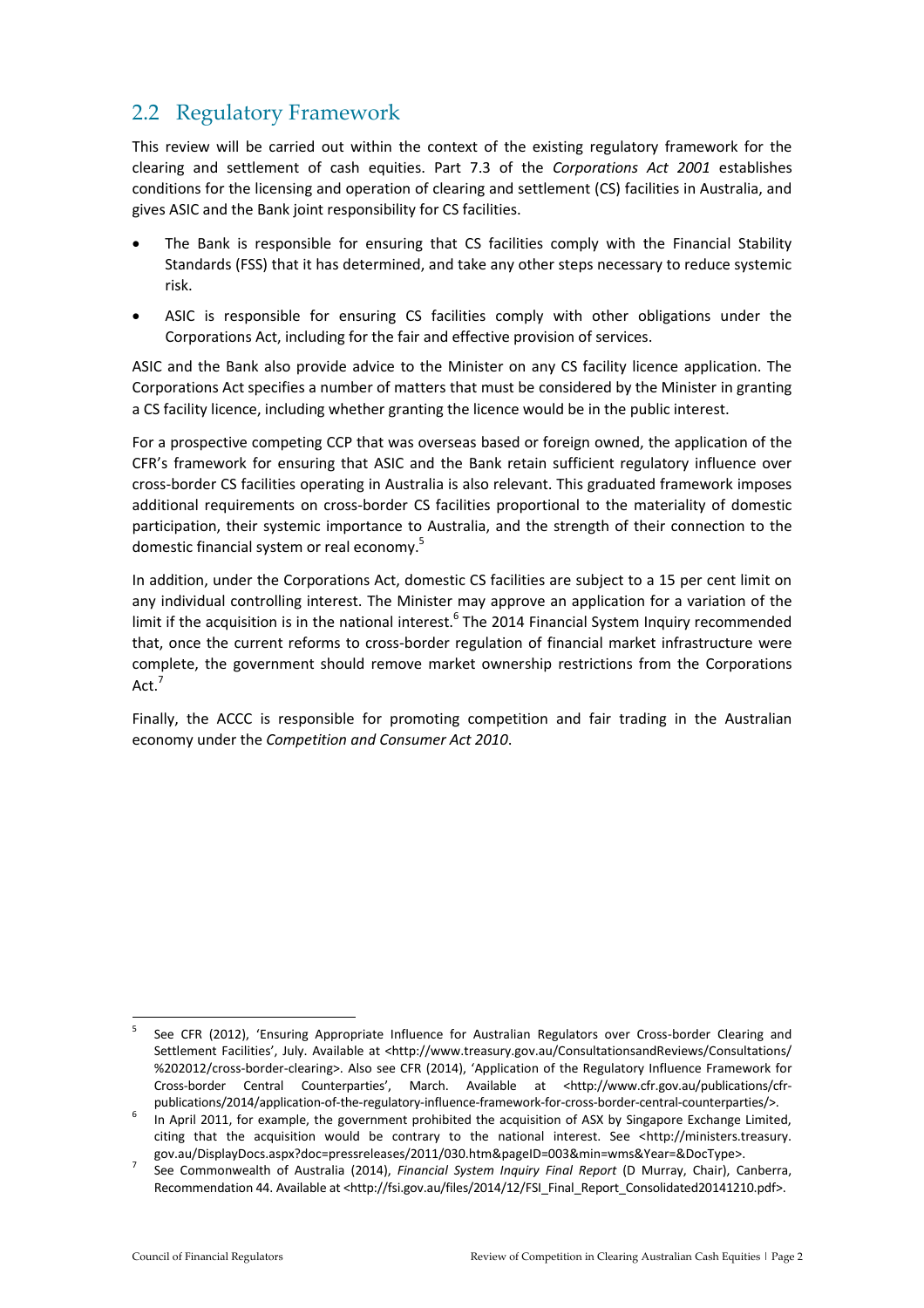## 2.2 Regulatory Framework

This review will be carried out within the context of the existing regulatory framework for the clearing and settlement of cash equities. Part 7.3 of the *Corporations Act 2001* establishes conditions for the licensing and operation of clearing and settlement (CS) facilities in Australia, and gives ASIC and the Bank joint responsibility for CS facilities.

- The Bank is responsible for ensuring that CS facilities comply with the Financial Stability Standards (FSS) that it has determined, and take any other steps necessary to reduce systemic risk.
- ASIC is responsible for ensuring CS facilities comply with other obligations under the Corporations Act, including for the fair and effective provision of services.

ASIC and the Bank also provide advice to the Minister on any CS facility licence application. The Corporations Act specifies a number of matters that must be considered by the Minister in granting a CS facility licence, including whether granting the licence would be in the public interest.

For a prospective competing CCP that was overseas based or foreign owned, the application of the CFR's framework for ensuring that ASIC and the Bank retain sufficient regulatory influence over cross-border CS facilities operating in Australia is also relevant. This graduated framework imposes additional requirements on cross-border CS facilities proportional to the materiality of domestic participation, their systemic importance to Australia, and the strength of their connection to the domestic financial system or real economy.[5]

In addition, under the Corporations Act, domestic CS facilities are subject to a 15 per cent limit on any individual controlling interest. The Minister may approve an application for a variation of the limit if the acquisition is in the national interest.[6] The 2014 Financial System Inquiry recommended that, once the current reforms to cross-border regulation of financial market infrastructure were complete, the government should remove market ownership restrictions from the Corporations Act.[7]

Finally, the ACCC is responsible for promoting competition and fair trading in the Australian economy under the *Competition and Consumer Act 2010*.

---

[5] See CFR (2012), 'Ensuring Appropriate Influence for Australian Regulators over Cross-border Clearing and Settlement Facilities', July. Available at <http://www.treasury.gov.au/ConsultationsandReviews/Consultations/%202012/cross-border-clearing>. Also see CFR (2014), 'Application of the Regulatory Influence Framework for Cross-border Central Counterparties', March. Available at <http://www.cfr.gov.au/publications/cfr-publications/2014/application-of-the-regulatory-influence-framework-for-cross-border-central-counterparties/>.

[6] In April 2011, for example, the government prohibited the acquisition of ASX by Singapore Exchange Limited, citing that the acquisition would be contrary to the national interest. See <http://ministers.treasury.gov.au/DisplayDocs.aspx?doc=pressreleases/2011/030.htm&pageID=003&min=wms&Year=&DocType>.

[7] See Commonwealth of Australia (2014), *Financial System Inquiry Final Report* (D Murray, Chair), Canberra, Recommendation 44. Available at <http://fsi.gov.au/files/2014/12/FSI_Final_Report_Consolidated20141210.pdf>.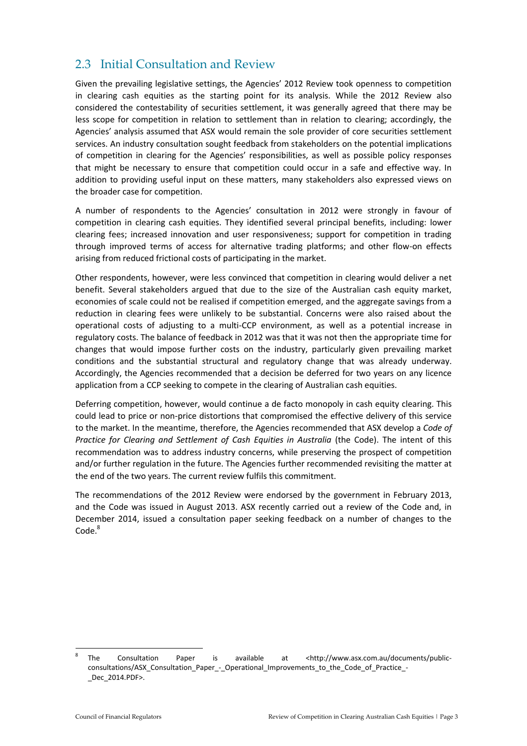## 2.3 Initial Consultation and Review

Given the prevailing legislative settings, the Agencies' 2012 Review took openness to competition in clearing cash equities as the starting point for its analysis. While the 2012 Review also considered the contestability of securities settlement, it was generally agreed that there may be less scope for competition in relation to settlement than in relation to clearing; accordingly, the Agencies' analysis assumed that ASX would remain the sole provider of core securities settlement services. An industry consultation sought feedback from stakeholders on the potential implications of competition in clearing for the Agencies' responsibilities, as well as possible policy responses that might be necessary to ensure that competition could occur in a safe and effective way. In addition to providing useful input on these matters, many stakeholders also expressed views on the broader case for competition.

A number of respondents to the Agencies' consultation in 2012 were strongly in favour of competition in clearing cash equities. They identified several principal benefits, including: lower clearing fees; increased innovation and user responsiveness; support for competition in trading through improved terms of access for alternative trading platforms; and other flow-on effects arising from reduced frictional costs of participating in the market.

Other respondents, however, were less convinced that competition in clearing would deliver a net benefit. Several stakeholders argued that due to the size of the Australian cash equity market, economies of scale could not be realised if competition emerged, and the aggregate savings from a reduction in clearing fees were unlikely to be substantial. Concerns were also raised about the operational costs of adjusting to a multi-CCP environment, as well as a potential increase in regulatory costs. The balance of feedback in 2012 was that it was not then the appropriate time for changes that would impose further costs on the industry, particularly given prevailing market conditions and the substantial structural and regulatory change that was already underway. Accordingly, the Agencies recommended that a decision be deferred for two years on any licence application from a CCP seeking to compete in the clearing of Australian cash equities.

Deferring competition, however, would continue a de facto monopoly in cash equity clearing. This could lead to price or non-price distortions that compromised the effective delivery of this service to the market. In the meantime, therefore, the Agencies recommended that ASX develop a *Code of Practice for Clearing and Settlement of Cash Equities in Australia* (the Code). The intent of this recommendation was to address industry concerns, while preserving the prospect of competition and/or further regulation in the future. The Agencies further recommended revisiting the matter at the end of the two years. The current review fulfils this commitment.

The recommendations of the 2012 Review were endorsed by the government in February 2013, and the Code was issued in August 2013. ASX recently carried out a review of the Code and, in December 2014, issued a consultation paper seeking feedback on a number of changes to the Code.[8]

[8] The Consultation Paper is available at <http://www.asx.com.au/documents/public-consultations/ASX_Consultation_Paper_-_Operational_Improvements_to_the_Code_of_Practice_-_Dec_2014.PDF>.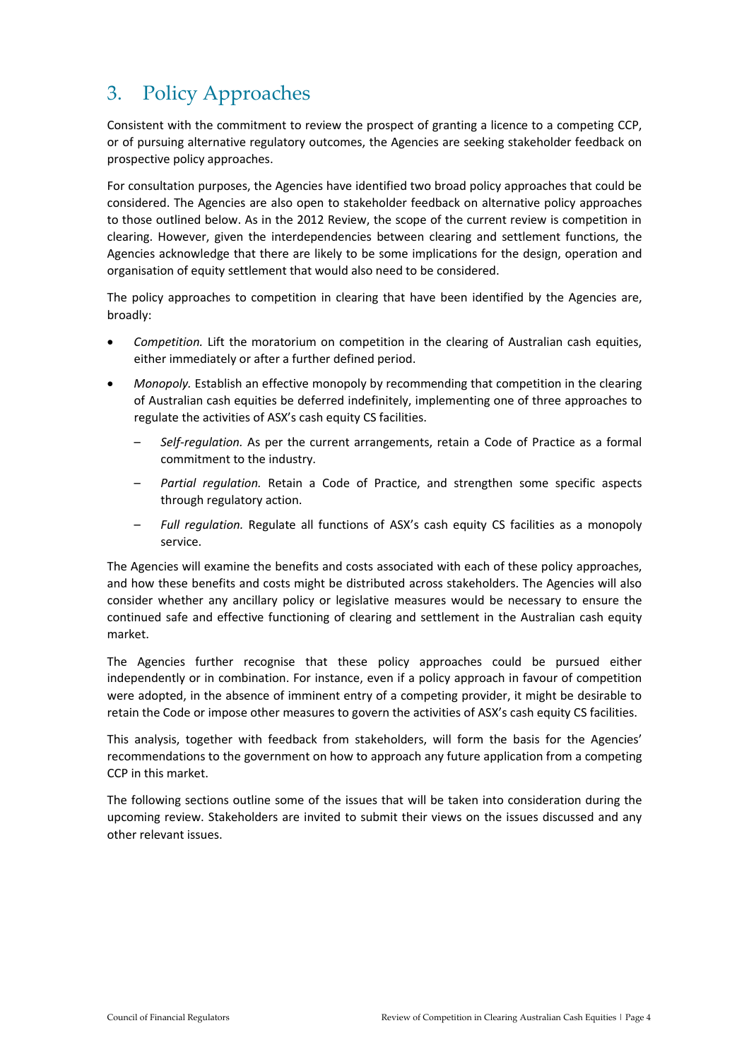## 3. Policy Approaches

Consistent with the commitment to review the prospect of granting a licence to a competing CCP, or of pursuing alternative regulatory outcomes, the Agencies are seeking stakeholder feedback on prospective policy approaches.

For consultation purposes, the Agencies have identified two broad policy approaches that could be considered. The Agencies are also open to stakeholder feedback on alternative policy approaches to those outlined below. As in the 2012 Review, the scope of the current review is competition in clearing. However, given the interdependencies between clearing and settlement functions, the Agencies acknowledge that there are likely to be some implications for the design, operation and organisation of equity settlement that would also need to be considered.

The policy approaches to competition in clearing that have been identified by the Agencies are, broadly:

- *Competition.* Lift the moratorium on competition in the clearing of Australian cash equities, either immediately or after a further defined period.
- *Monopoly.* Establish an effective monopoly by recommending that competition in the clearing of Australian cash equities be deferred indefinitely, implementing one of three approaches to regulate the activities of ASX's cash equity CS facilities.
  - *Self-regulation.* As per the current arrangements, retain a Code of Practice as a formal commitment to the industry.
  - *Partial regulation.* Retain a Code of Practice, and strengthen some specific aspects through regulatory action.
  - *Full regulation.* Regulate all functions of ASX's cash equity CS facilities as a monopoly service.

The Agencies will examine the benefits and costs associated with each of these policy approaches, and how these benefits and costs might be distributed across stakeholders. The Agencies will also consider whether any ancillary policy or legislative measures would be necessary to ensure the continued safe and effective functioning of clearing and settlement in the Australian cash equity market.

The Agencies further recognise that these policy approaches could be pursued either independently or in combination. For instance, even if a policy approach in favour of competition were adopted, in the absence of imminent entry of a competing provider, it might be desirable to retain the Code or impose other measures to govern the activities of ASX's cash equity CS facilities.

This analysis, together with feedback from stakeholders, will form the basis for the Agencies' recommendations to the government on how to approach any future application from a competing CCP in this market.

The following sections outline some of the issues that will be taken into consideration during the upcoming review. Stakeholders are invited to submit their views on the issues discussed and any other relevant issues.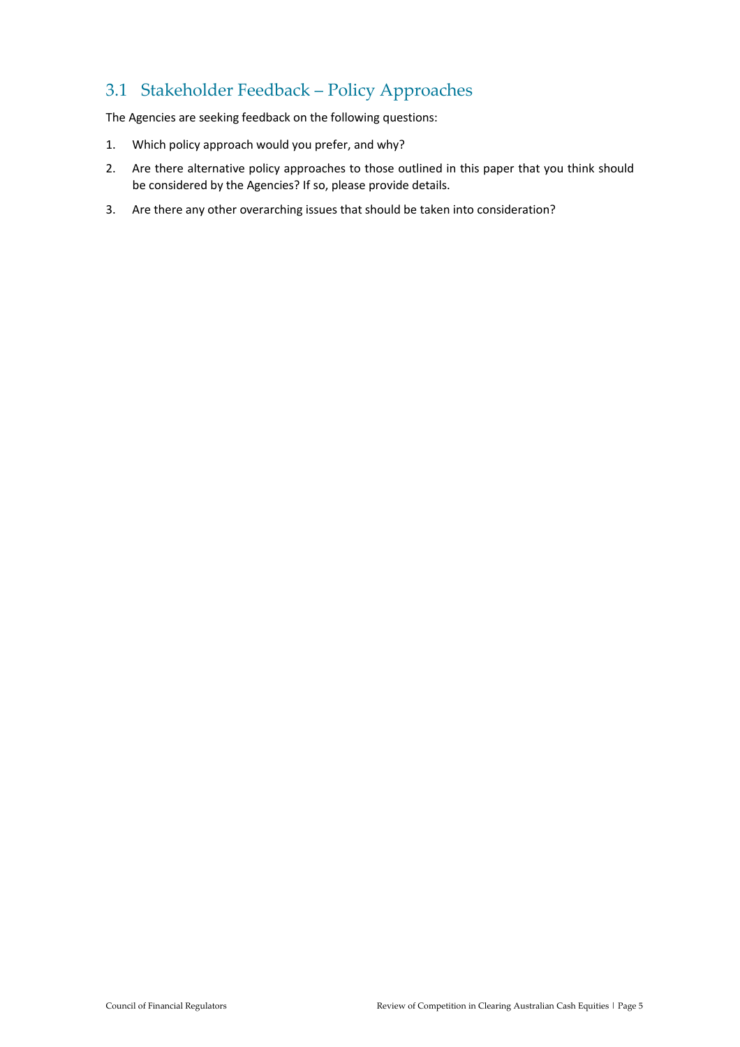## 3.1 Stakeholder Feedback – Policy Approaches

The Agencies are seeking feedback on the following questions:

1. Which policy approach would you prefer, and why?
2. Are there alternative policy approaches to those outlined in this paper that you think should be considered by the Agencies? If so, please provide details.
3. Are there any other overarching issues that should be taken into consideration?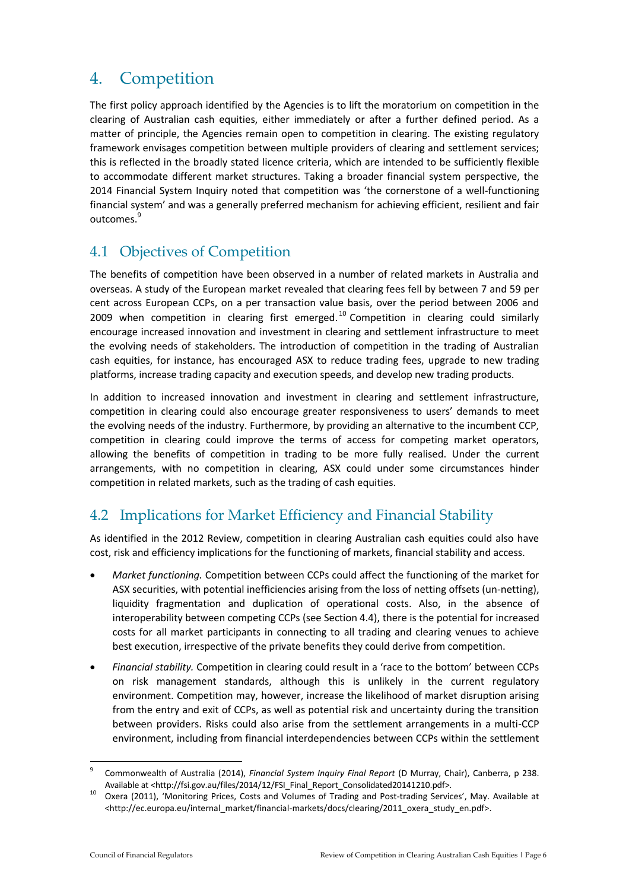# 4. Competition

The first policy approach identified by the Agencies is to lift the moratorium on competition in the clearing of Australian cash equities, either immediately or after a further defined period. As a matter of principle, the Agencies remain open to competition in clearing. The existing regulatory framework envisages competition between multiple providers of clearing and settlement services; this is reflected in the broadly stated licence criteria, which are intended to be sufficiently flexible to accommodate different market structures. Taking a broader financial system perspective, the 2014 Financial System Inquiry noted that competition was 'the cornerstone of a well-functioning financial system' and was a generally preferred mechanism for achieving efficient, resilient and fair outcomes.[9]

## 4.1 Objectives of Competition

The benefits of competition have been observed in a number of related markets in Australia and overseas. A study of the European market revealed that clearing fees fell by between 7 and 59 per cent across European CCPs, on a per transaction value basis, over the period between 2006 and 2009 when competition in clearing first emerged.[10] Competition in clearing could similarly encourage increased innovation and investment in clearing and settlement infrastructure to meet the evolving needs of stakeholders. The introduction of competition in the trading of Australian cash equities, for instance, has encouraged ASX to reduce trading fees, upgrade to new trading platforms, increase trading capacity and execution speeds, and develop new trading products.

In addition to increased innovation and investment in clearing and settlement infrastructure, competition in clearing could also encourage greater responsiveness to users' demands to meet the evolving needs of the industry. Furthermore, by providing an alternative to the incumbent CCP, competition in clearing could improve the terms of access for competing market operators, allowing the benefits of competition in trading to be more fully realised. Under the current arrangements, with no competition in clearing, ASX could under some circumstances hinder competition in related markets, such as the trading of cash equities.

## 4.2 Implications for Market Efficiency and Financial Stability

As identified in the 2012 Review, competition in clearing Australian cash equities could also have cost, risk and efficiency implications for the functioning of markets, financial stability and access.

- *Market functioning.* Competition between CCPs could affect the functioning of the market for ASX securities, with potential inefficiencies arising from the loss of netting offsets (un-netting), liquidity fragmentation and duplication of operational costs. Also, in the absence of interoperability between competing CCPs (see Section 4.4), there is the potential for increased costs for all market participants in connecting to all trading and clearing venues to achieve best execution, irrespective of the private benefits they could derive from competition.
- *Financial stability.* Competition in clearing could result in a 'race to the bottom' between CCPs on risk management standards, although this is unlikely in the current regulatory environment. Competition may, however, increase the likelihood of market disruption arising from the entry and exit of CCPs, as well as potential risk and uncertainty during the transition between providers. Risks could also arise from the settlement arrangements in a multi-CCP environment, including from financial interdependencies between CCPs within the settlement

---

[9] Commonwealth of Australia (2014), *Financial System Inquiry Final Report* (D Murray, Chair), Canberra, p 238. Available at <http://fsi.gov.au/files/2014/12/FSI_Final_Report_Consolidated20141210.pdf>.

[10] Oxera (2011), 'Monitoring Prices, Costs and Volumes of Trading and Post-trading Services', May. Available at <http://ec.europa.eu/internal_market/financial-markets/docs/clearing/2011_oxera_study_en.pdf>.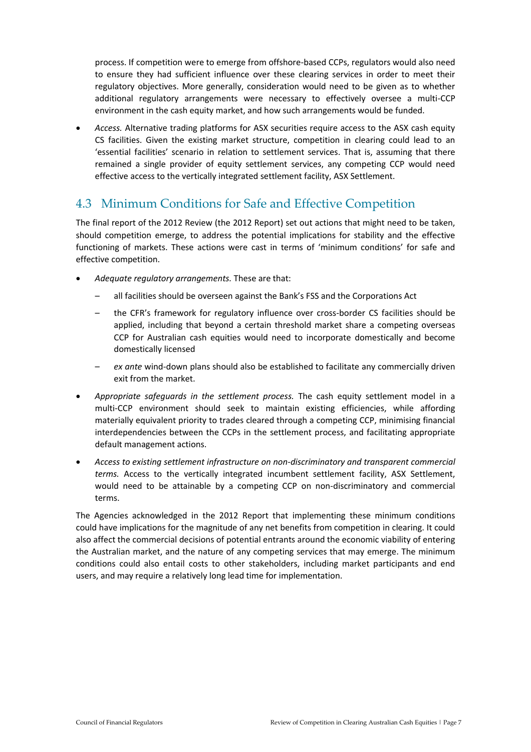process. If competition were to emerge from offshore-based CCPs, regulators would also need to ensure they had sufficient influence over these clearing services in order to meet their regulatory objectives. More generally, consideration would need to be given as to whether additional regulatory arrangements were necessary to effectively oversee a multi-CCP environment in the cash equity market, and how such arrangements would be funded.

- *Access.* Alternative trading platforms for ASX securities require access to the ASX cash equity CS facilities. Given the existing market structure, competition in clearing could lead to an 'essential facilities' scenario in relation to settlement services. That is, assuming that there remained a single provider of equity settlement services, any competing CCP would need effective access to the vertically integrated settlement facility, ASX Settlement.

## 4.3 Minimum Conditions for Safe and Effective Competition

The final report of the 2012 Review (the 2012 Report) set out actions that might need to be taken, should competition emerge, to address the potential implications for stability and the effective functioning of markets. These actions were cast in terms of 'minimum conditions' for safe and effective competition.

- *Adequate regulatory arrangements.* These are that:
  - all facilities should be overseen against the Bank's FSS and the Corporations Act
  - the CFR's framework for regulatory influence over cross-border CS facilities should be applied, including that beyond a certain threshold market share a competing overseas CCP for Australian cash equities would need to incorporate domestically and become domestically licensed
  - *ex ante* wind-down plans should also be established to facilitate any commercially driven exit from the market.
- *Appropriate safeguards in the settlement process.* The cash equity settlement model in a multi-CCP environment should seek to maintain existing efficiencies, while affording materially equivalent priority to trades cleared through a competing CCP, minimising financial interdependencies between the CCPs in the settlement process, and facilitating appropriate default management actions.
- *Access to existing settlement infrastructure on non-discriminatory and transparent commercial terms.* Access to the vertically integrated incumbent settlement facility, ASX Settlement, would need to be attainable by a competing CCP on non-discriminatory and commercial terms.

The Agencies acknowledged in the 2012 Report that implementing these minimum conditions could have implications for the magnitude of any net benefits from competition in clearing. It could also affect the commercial decisions of potential entrants around the economic viability of entering the Australian market, and the nature of any competing services that may emerge. The minimum conditions could also entail costs to other stakeholders, including market participants and end users, and may require a relatively long lead time for implementation.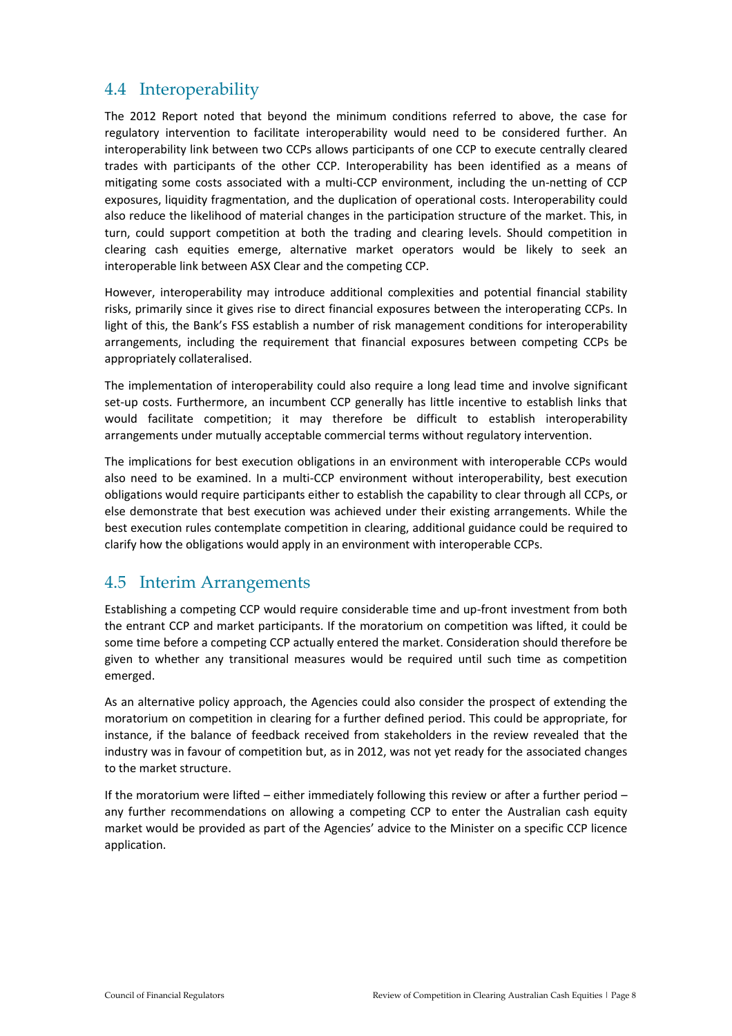## 4.4 Interoperability

The 2012 Report noted that beyond the minimum conditions referred to above, the case for regulatory intervention to facilitate interoperability would need to be considered further. An interoperability link between two CCPs allows participants of one CCP to execute centrally cleared trades with participants of the other CCP. Interoperability has been identified as a means of mitigating some costs associated with a multi-CCP environment, including the un-netting of CCP exposures, liquidity fragmentation, and the duplication of operational costs. Interoperability could also reduce the likelihood of material changes in the participation structure of the market. This, in turn, could support competition at both the trading and clearing levels. Should competition in clearing cash equities emerge, alternative market operators would be likely to seek an interoperable link between ASX Clear and the competing CCP.

However, interoperability may introduce additional complexities and potential financial stability risks, primarily since it gives rise to direct financial exposures between the interoperating CCPs. In light of this, the Bank's FSS establish a number of risk management conditions for interoperability arrangements, including the requirement that financial exposures between competing CCPs be appropriately collateralised.

The implementation of interoperability could also require a long lead time and involve significant set-up costs. Furthermore, an incumbent CCP generally has little incentive to establish links that would facilitate competition; it may therefore be difficult to establish interoperability arrangements under mutually acceptable commercial terms without regulatory intervention.

The implications for best execution obligations in an environment with interoperable CCPs would also need to be examined. In a multi-CCP environment without interoperability, best execution obligations would require participants either to establish the capability to clear through all CCPs, or else demonstrate that best execution was achieved under their existing arrangements. While the best execution rules contemplate competition in clearing, additional guidance could be required to clarify how the obligations would apply in an environment with interoperable CCPs.

## 4.5 Interim Arrangements

Establishing a competing CCP would require considerable time and up-front investment from both the entrant CCP and market participants. If the moratorium on competition was lifted, it could be some time before a competing CCP actually entered the market. Consideration should therefore be given to whether any transitional measures would be required until such time as competition emerged.

As an alternative policy approach, the Agencies could also consider the prospect of extending the moratorium on competition in clearing for a further defined period. This could be appropriate, for instance, if the balance of feedback received from stakeholders in the review revealed that the industry was in favour of competition but, as in 2012, was not yet ready for the associated changes to the market structure.

If the moratorium were lifted – either immediately following this review or after a further period – any further recommendations on allowing a competing CCP to enter the Australian cash equity market would be provided as part of the Agencies' advice to the Minister on a specific CCP licence application.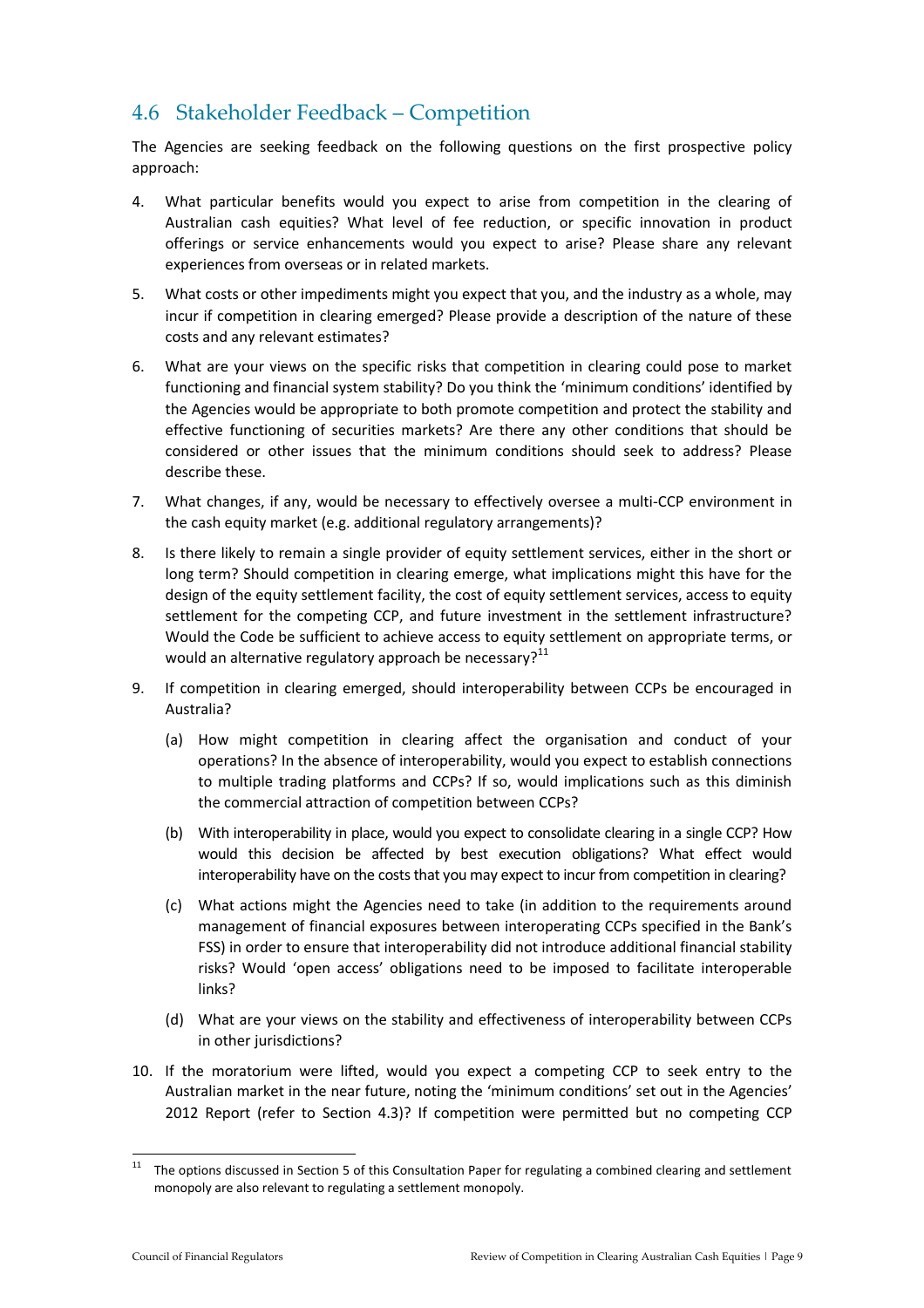## 4.6 Stakeholder Feedback – Competition

The Agencies are seeking feedback on the following questions on the first prospective policy approach:

4. What particular benefits would you expect to arise from competition in the clearing of Australian cash equities? What level of fee reduction, or specific innovation in product offerings or service enhancements would you expect to arise? Please share any relevant experiences from overseas or in related markets.
5. What costs or other impediments might you expect that you, and the industry as a whole, may incur if competition in clearing emerged? Please provide a description of the nature of these costs and any relevant estimates?
6. What are your views on the specific risks that competition in clearing could pose to market functioning and financial system stability? Do you think the 'minimum conditions' identified by the Agencies would be appropriate to both promote competition and protect the stability and effective functioning of securities markets? Are there any other conditions that should be considered or other issues that the minimum conditions should seek to address? Please describe these.
7. What changes, if any, would be necessary to effectively oversee a multi-CCP environment in the cash equity market (e.g. additional regulatory arrangements)?
8. Is there likely to remain a single provider of equity settlement services, either in the short or long term? Should competition in clearing emerge, what implications might this have for the design of the equity settlement facility, the cost of equity settlement services, access to equity settlement for the competing CCP, and future investment in the settlement infrastructure? Would the Code be sufficient to achieve access to equity settlement on appropriate terms, or would an alternative regulatory approach be necessary?[11]
9. If competition in clearing emerged, should interoperability between CCPs be encouraged in Australia?
   (a) How might competition in clearing affect the organisation and conduct of your operations? In the absence of interoperability, would you expect to establish connections to multiple trading platforms and CCPs? If so, would implications such as this diminish the commercial attraction of competition between CCPs?
   (b) With interoperability in place, would you expect to consolidate clearing in a single CCP? How would this decision be affected by best execution obligations? What effect would interoperability have on the costs that you may expect to incur from competition in clearing?
   (c) What actions might the Agencies need to take (in addition to the requirements around management of financial exposures between interoperating CCPs specified in the Bank's FSS) in order to ensure that interoperability did not introduce additional financial stability risks? Would 'open access' obligations need to be imposed to facilitate interoperable links?
   (d) What are your views on the stability and effectiveness of interoperability between CCPs in other jurisdictions?
10. If the moratorium were lifted, would you expect a competing CCP to seek entry to the Australian market in the near future, noting the 'minimum conditions' set out in the Agencies' 2012 Report (refer to Section 4.3)? If competition were permitted but no competing CCP

[11] The options discussed in Section 5 of this Consultation Paper for regulating a combined clearing and settlement monopoly are also relevant to regulating a settlement monopoly.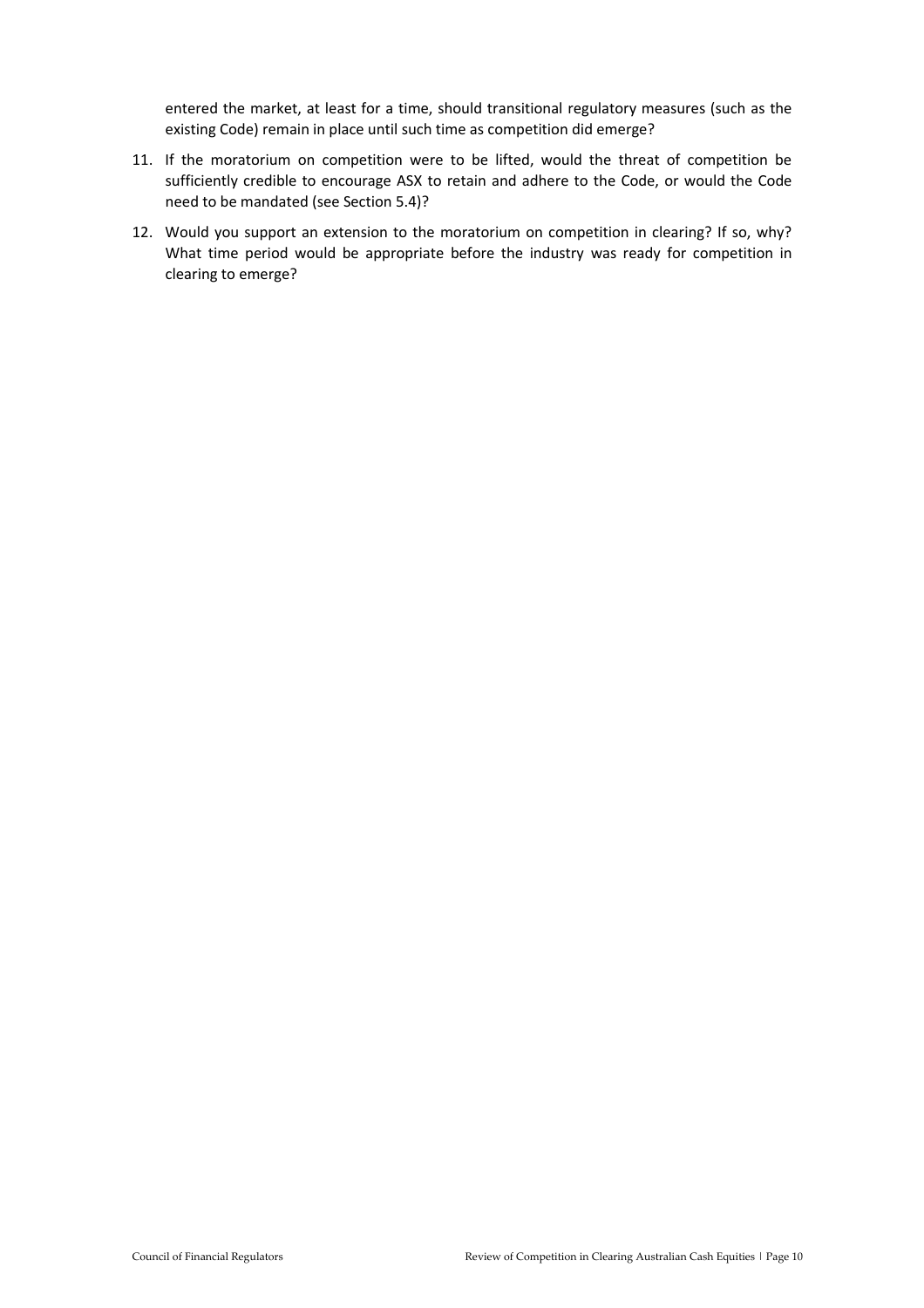entered the market, at least for a time, should transitional regulatory measures (such as the existing Code) remain in place until such time as competition did emerge?

11. If the moratorium on competition were to be lifted, would the threat of competition be sufficiently credible to encourage ASX to retain and adhere to the Code, or would the Code need to be mandated (see Section 5.4)?
12. Would you support an extension to the moratorium on competition in clearing? If so, why? What time period would be appropriate before the industry was ready for competition in clearing to emerge?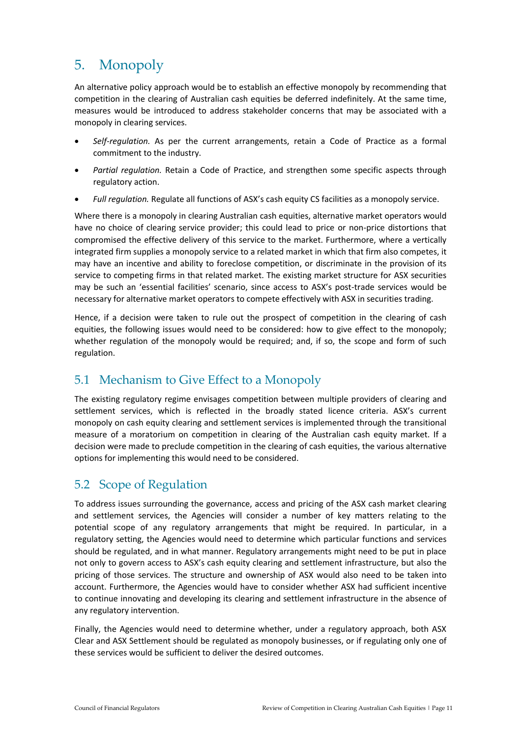# 5. Monopoly

An alternative policy approach would be to establish an effective monopoly by recommending that competition in the clearing of Australian cash equities be deferred indefinitely. At the same time, measures would be introduced to address stakeholder concerns that may be associated with a monopoly in clearing services.

- *Self-regulation.* As per the current arrangements, retain a Code of Practice as a formal commitment to the industry.
- *Partial regulation.* Retain a Code of Practice, and strengthen some specific aspects through regulatory action.
- *Full regulation.* Regulate all functions of ASX's cash equity CS facilities as a monopoly service.

Where there is a monopoly in clearing Australian cash equities, alternative market operators would have no choice of clearing service provider; this could lead to price or non-price distortions that compromised the effective delivery of this service to the market. Furthermore, where a vertically integrated firm supplies a monopoly service to a related market in which that firm also competes, it may have an incentive and ability to foreclose competition, or discriminate in the provision of its service to competing firms in that related market. The existing market structure for ASX securities may be such an 'essential facilities' scenario, since access to ASX's post-trade services would be necessary for alternative market operators to compete effectively with ASX in securities trading.

Hence, if a decision were taken to rule out the prospect of competition in the clearing of cash equities, the following issues would need to be considered: how to give effect to the monopoly; whether regulation of the monopoly would be required; and, if so, the scope and form of such regulation.

## 5.1 Mechanism to Give Effect to a Monopoly

The existing regulatory regime envisages competition between multiple providers of clearing and settlement services, which is reflected in the broadly stated licence criteria. ASX's current monopoly on cash equity clearing and settlement services is implemented through the transitional measure of a moratorium on competition in clearing of the Australian cash equity market. If a decision were made to preclude competition in the clearing of cash equities, the various alternative options for implementing this would need to be considered.

## 5.2 Scope of Regulation

To address issues surrounding the governance, access and pricing of the ASX cash market clearing and settlement services, the Agencies will consider a number of key matters relating to the potential scope of any regulatory arrangements that might be required. In particular, in a regulatory setting, the Agencies would need to determine which particular functions and services should be regulated, and in what manner. Regulatory arrangements might need to be put in place not only to govern access to ASX's cash equity clearing and settlement infrastructure, but also the pricing of those services. The structure and ownership of ASX would also need to be taken into account. Furthermore, the Agencies would have to consider whether ASX had sufficient incentive to continue innovating and developing its clearing and settlement infrastructure in the absence of any regulatory intervention.

Finally, the Agencies would need to determine whether, under a regulatory approach, both ASX Clear and ASX Settlement should be regulated as monopoly businesses, or if regulating only one of these services would be sufficient to deliver the desired outcomes.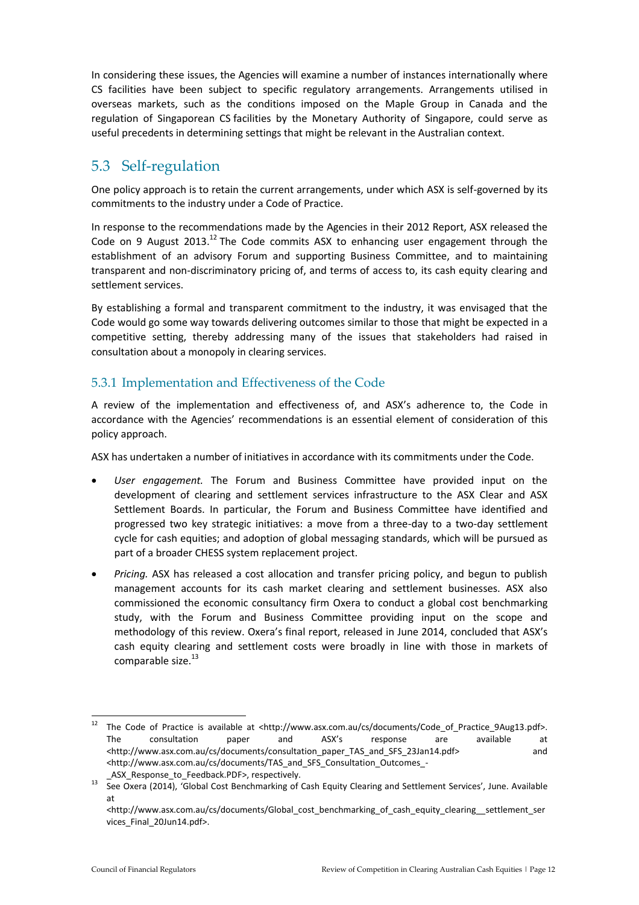In considering these issues, the Agencies will examine a number of instances internationally where CS facilities have been subject to specific regulatory arrangements. Arrangements utilised in overseas markets, such as the conditions imposed on the Maple Group in Canada and the regulation of Singaporean CS facilities by the Monetary Authority of Singapore, could serve as useful precedents in determining settings that might be relevant in the Australian context.

## 5.3 Self-regulation

One policy approach is to retain the current arrangements, under which ASX is self-governed by its commitments to the industry under a Code of Practice.

In response to the recommendations made by the Agencies in their 2012 Report, ASX released the Code on 9 August 2013.[12] The Code commits ASX to enhancing user engagement through the establishment of an advisory Forum and supporting Business Committee, and to maintaining transparent and non-discriminatory pricing of, and terms of access to, its cash equity clearing and settlement services.

By establishing a formal and transparent commitment to the industry, it was envisaged that the Code would go some way towards delivering outcomes similar to those that might be expected in a competitive setting, thereby addressing many of the issues that stakeholders had raised in consultation about a monopoly in clearing services.

### 5.3.1 Implementation and Effectiveness of the Code

A review of the implementation and effectiveness of, and ASX's adherence to, the Code in accordance with the Agencies' recommendations is an essential element of consideration of this policy approach.

ASX has undertaken a number of initiatives in accordance with its commitments under the Code.

- *User engagement.* The Forum and Business Committee have provided input on the development of clearing and settlement services infrastructure to the ASX Clear and ASX Settlement Boards. In particular, the Forum and Business Committee have identified and progressed two key strategic initiatives: a move from a three-day to a two-day settlement cycle for cash equities; and adoption of global messaging standards, which will be pursued as part of a broader CHESS system replacement project.
- *Pricing.* ASX has released a cost allocation and transfer pricing policy, and begun to publish management accounts for its cash market clearing and settlement businesses. ASX also commissioned the economic consultancy firm Oxera to conduct a global cost benchmarking study, with the Forum and Business Committee providing input on the scope and methodology of this review. Oxera's final report, released in June 2014, concluded that ASX's cash equity clearing and settlement costs were broadly in line with those in markets of comparable size.[13]

---

[12] The Code of Practice is available at <http://www.asx.com.au/cs/documents/Code_of_Practice_9Aug13.pdf>. The consultation paper and ASX's response are available at <http://www.asx.com.au/cs/documents/consultation_paper_TAS_and_SFS_23Jan14.pdf> and <http://www.asx.com.au/cs/documents/TAS_and_SFS_Consultation_Outcomes_-_ASX_Response_to_Feedback.PDF>, respectively.

[13] See Oxera (2014), 'Global Cost Benchmarking of Cash Equity Clearing and Settlement Services', June. Available at <http://www.asx.com.au/cs/documents/Global_cost_benchmarking_of_cash_equity_clearing__settlement_services_Final_20Jun14.pdf>.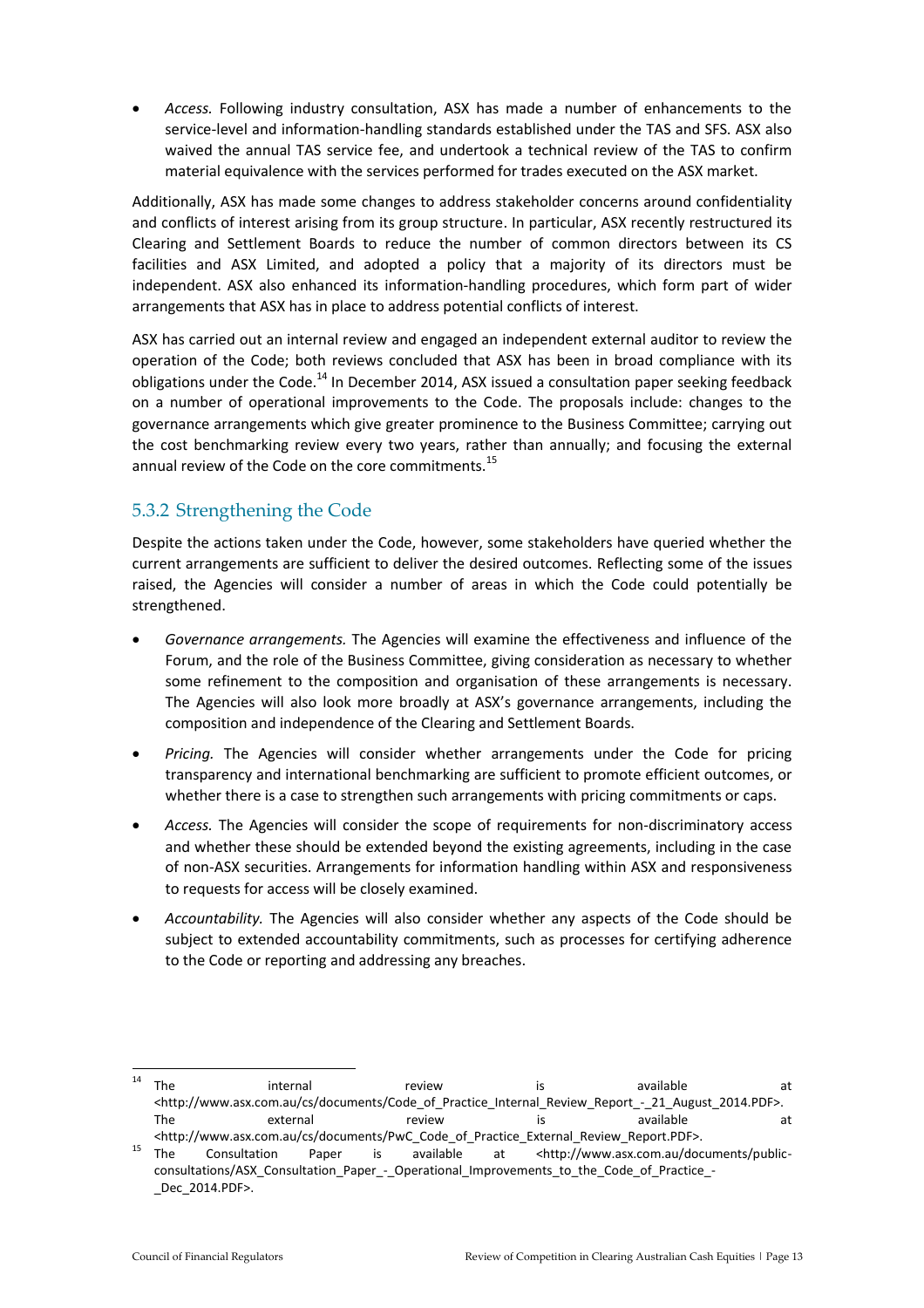- *Access.* Following industry consultation, ASX has made a number of enhancements to the service-level and information-handling standards established under the TAS and SFS. ASX also waived the annual TAS service fee, and undertook a technical review of the TAS to confirm material equivalence with the services performed for trades executed on the ASX market.

Additionally, ASX has made some changes to address stakeholder concerns around confidentiality and conflicts of interest arising from its group structure. In particular, ASX recently restructured its Clearing and Settlement Boards to reduce the number of common directors between its CS facilities and ASX Limited, and adopted a policy that a majority of its directors must be independent. ASX also enhanced its information-handling procedures, which form part of wider arrangements that ASX has in place to address potential conflicts of interest.

ASX has carried out an internal review and engaged an independent external auditor to review the operation of the Code; both reviews concluded that ASX has been in broad compliance with its obligations under the Code.[14] In December 2014, ASX issued a consultation paper seeking feedback on a number of operational improvements to the Code. The proposals include: changes to the governance arrangements which give greater prominence to the Business Committee; carrying out the cost benchmarking review every two years, rather than annually; and focusing the external annual review of the Code on the core commitments.[15]

### 5.3.2 Strengthening the Code

Despite the actions taken under the Code, however, some stakeholders have queried whether the current arrangements are sufficient to deliver the desired outcomes. Reflecting some of the issues raised, the Agencies will consider a number of areas in which the Code could potentially be strengthened.

- *Governance arrangements.* The Agencies will examine the effectiveness and influence of the Forum, and the role of the Business Committee, giving consideration as necessary to whether some refinement to the composition and organisation of these arrangements is necessary. The Agencies will also look more broadly at ASX's governance arrangements, including the composition and independence of the Clearing and Settlement Boards.
- *Pricing.* The Agencies will consider whether arrangements under the Code for pricing transparency and international benchmarking are sufficient to promote efficient outcomes, or whether there is a case to strengthen such arrangements with pricing commitments or caps.
- *Access.* The Agencies will consider the scope of requirements for non-discriminatory access and whether these should be extended beyond the existing agreements, including in the case of non-ASX securities. Arrangements for information handling within ASX and responsiveness to requests for access will be closely examined.
- *Accountability.* The Agencies will also consider whether any aspects of the Code should be subject to extended accountability commitments, such as processes for certifying adherence to the Code or reporting and addressing any breaches.

---

[14] The internal review is available at <http://www.asx.com.au/cs/documents/Code_of_Practice_Internal_Review_Report_-_21_August_2014.PDF>. The external review is available at <http://www.asx.com.au/cs/documents/PwC_Code_of_Practice_External_Review_Report.PDF>.

[15] The Consultation Paper is available at <http://www.asx.com.au/documents/public-consultations/ASX_Consultation_Paper_-_Operational_Improvements_to_the_Code_of_Practice_-_Dec_2014.PDF>.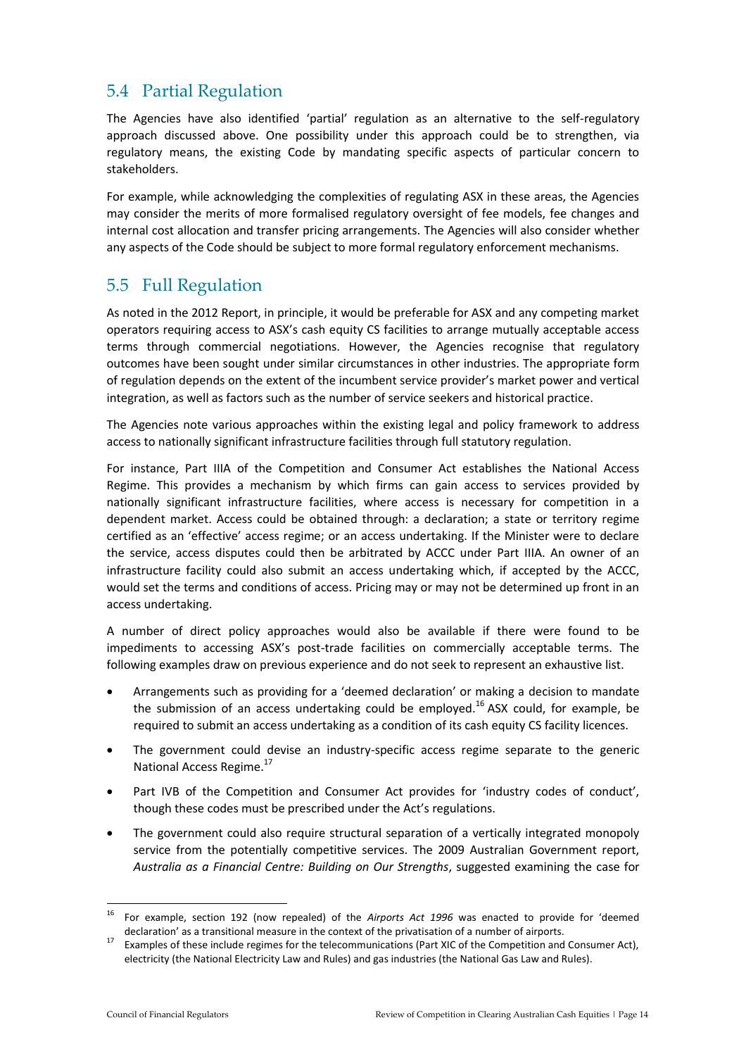## 5.4 Partial Regulation

The Agencies have also identified 'partial' regulation as an alternative to the self-regulatory approach discussed above. One possibility under this approach could be to strengthen, via regulatory means, the existing Code by mandating specific aspects of particular concern to stakeholders.

For example, while acknowledging the complexities of regulating ASX in these areas, the Agencies may consider the merits of more formalised regulatory oversight of fee models, fee changes and internal cost allocation and transfer pricing arrangements. The Agencies will also consider whether any aspects of the Code should be subject to more formal regulatory enforcement mechanisms.

## 5.5 Full Regulation

As noted in the 2012 Report, in principle, it would be preferable for ASX and any competing market operators requiring access to ASX's cash equity CS facilities to arrange mutually acceptable access terms through commercial negotiations. However, the Agencies recognise that regulatory outcomes have been sought under similar circumstances in other industries. The appropriate form of regulation depends on the extent of the incumbent service provider's market power and vertical integration, as well as factors such as the number of service seekers and historical practice.

The Agencies note various approaches within the existing legal and policy framework to address access to nationally significant infrastructure facilities through full statutory regulation.

For instance, Part IIIA of the Competition and Consumer Act establishes the National Access Regime. This provides a mechanism by which firms can gain access to services provided by nationally significant infrastructure facilities, where access is necessary for competition in a dependent market. Access could be obtained through: a declaration; a state or territory regime certified as an 'effective' access regime; or an access undertaking. If the Minister were to declare the service, access disputes could then be arbitrated by ACCC under Part IIIA. An owner of an infrastructure facility could also submit an access undertaking which, if accepted by the ACCC, would set the terms and conditions of access. Pricing may or may not be determined up front in an access undertaking.

A number of direct policy approaches would also be available if there were found to be impediments to accessing ASX's post-trade facilities on commercially acceptable terms. The following examples draw on previous experience and do not seek to represent an exhaustive list.

- Arrangements such as providing for a 'deemed declaration' or making a decision to mandate the submission of an access undertaking could be employed.[16] ASX could, for example, be required to submit an access undertaking as a condition of its cash equity CS facility licences.
- The government could devise an industry-specific access regime separate to the generic National Access Regime.[17]
- Part IVB of the Competition and Consumer Act provides for 'industry codes of conduct', though these codes must be prescribed under the Act's regulations.
- The government could also require structural separation of a vertically integrated monopoly service from the potentially competitive services. The 2009 Australian Government report, *Australia as a Financial Centre: Building on Our Strengths*, suggested examining the case for

---

[16] For example, section 192 (now repealed) of the *Airports Act 1996* was enacted to provide for 'deemed declaration' as a transitional measure in the context of the privatisation of a number of airports.

[17] Examples of these include regimes for the telecommunications (Part XIC of the Competition and Consumer Act), electricity (the National Electricity Law and Rules) and gas industries (the National Gas Law and Rules).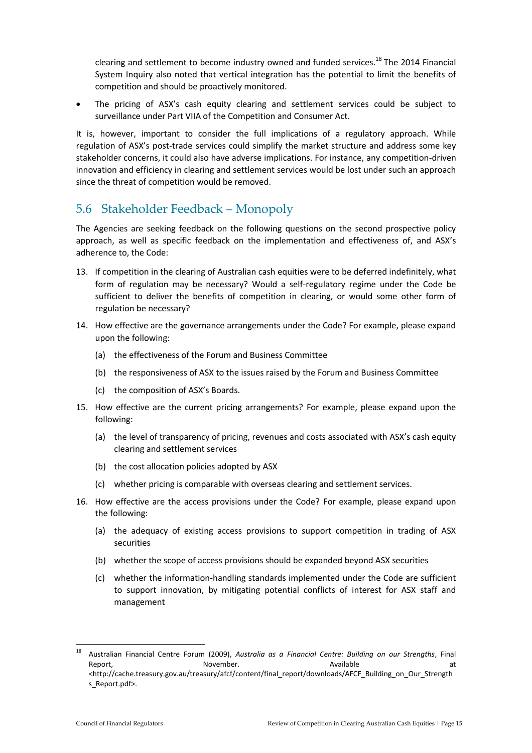clearing and settlement to become industry owned and funded services.[18] The 2014 Financial System Inquiry also noted that vertical integration has the potential to limit the benefits of competition and should be proactively monitored.

- The pricing of ASX's cash equity clearing and settlement services could be subject to surveillance under Part VIIA of the Competition and Consumer Act.

It is, however, important to consider the full implications of a regulatory approach. While regulation of ASX's post-trade services could simplify the market structure and address some key stakeholder concerns, it could also have adverse implications. For instance, any competition-driven innovation and efficiency in clearing and settlement services would be lost under such an approach since the threat of competition would be removed.

## 5.6 Stakeholder Feedback – Monopoly

The Agencies are seeking feedback on the following questions on the second prospective policy approach, as well as specific feedback on the implementation and effectiveness of, and ASX's adherence to, the Code:

13. If competition in the clearing of Australian cash equities were to be deferred indefinitely, what form of regulation may be necessary? Would a self-regulatory regime under the Code be sufficient to deliver the benefits of competition in clearing, or would some other form of regulation be necessary?

14. How effective are the governance arrangements under the Code? For example, please expand upon the following:

    (a) the effectiveness of the Forum and Business Committee

    (b) the responsiveness of ASX to the issues raised by the Forum and Business Committee

    (c) the composition of ASX's Boards.

15. How effective are the current pricing arrangements? For example, please expand upon the following:

    (a) the level of transparency of pricing, revenues and costs associated with ASX's cash equity clearing and settlement services

    (b) the cost allocation policies adopted by ASX

    (c) whether pricing is comparable with overseas clearing and settlement services.

16. How effective are the access provisions under the Code? For example, please expand upon the following:

    (a) the adequacy of existing access provisions to support competition in trading of ASX securities

    (b) whether the scope of access provisions should be expanded beyond ASX securities

    (c) whether the information-handling standards implemented under the Code are sufficient to support innovation, by mitigating potential conflicts of interest for ASX staff and management

---

[18] Australian Financial Centre Forum (2009), *Australia as a Financial Centre: Building on our Strengths*, Final Report, November. Available at <http://cache.treasury.gov.au/treasury/afcf/content/final_report/downloads/AFCF_Building_on_Our_Strengths_Report.pdf>.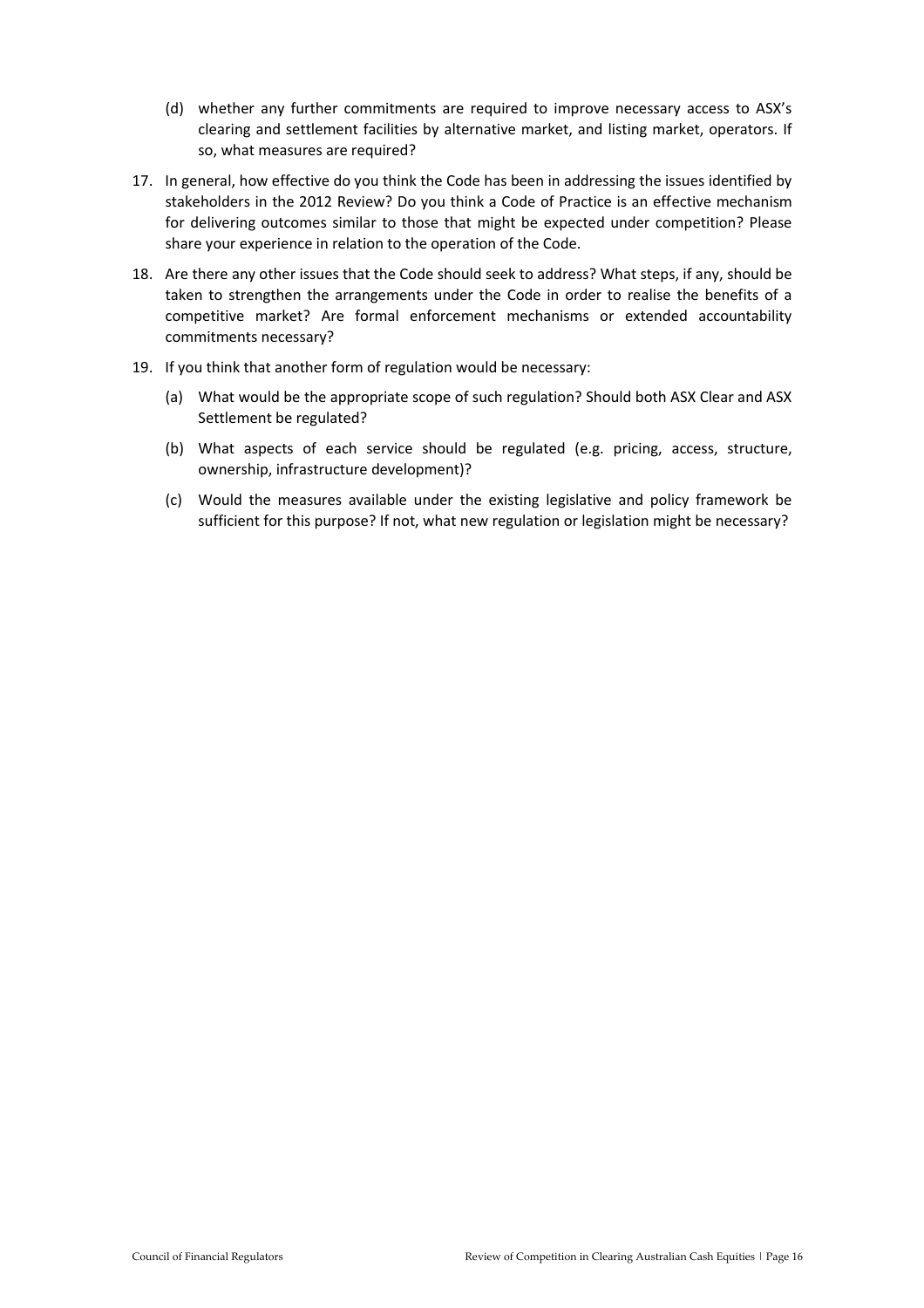(d) whether any further commitments are required to improve necessary access to ASX's clearing and settlement facilities by alternative market, and listing market, operators. If so, what measures are required?

17. In general, how effective do you think the Code has been in addressing the issues identified by stakeholders in the 2012 Review? Do you think a Code of Practice is an effective mechanism for delivering outcomes similar to those that might be expected under competition? Please share your experience in relation to the operation of the Code.

18. Are there any other issues that the Code should seek to address? What steps, if any, should be taken to strengthen the arrangements under the Code in order to realise the benefits of a competitive market? Are formal enforcement mechanisms or extended accountability commitments necessary?

19. If you think that another form of regulation would be necessary:

    (a) What would be the appropriate scope of such regulation? Should both ASX Clear and ASX Settlement be regulated?

    (b) What aspects of each service should be regulated (e.g. pricing, access, structure, ownership, infrastructure development)?

    (c) Would the measures available under the existing legislative and policy framework be sufficient for this purpose? If not, what new regulation or legislation might be necessary?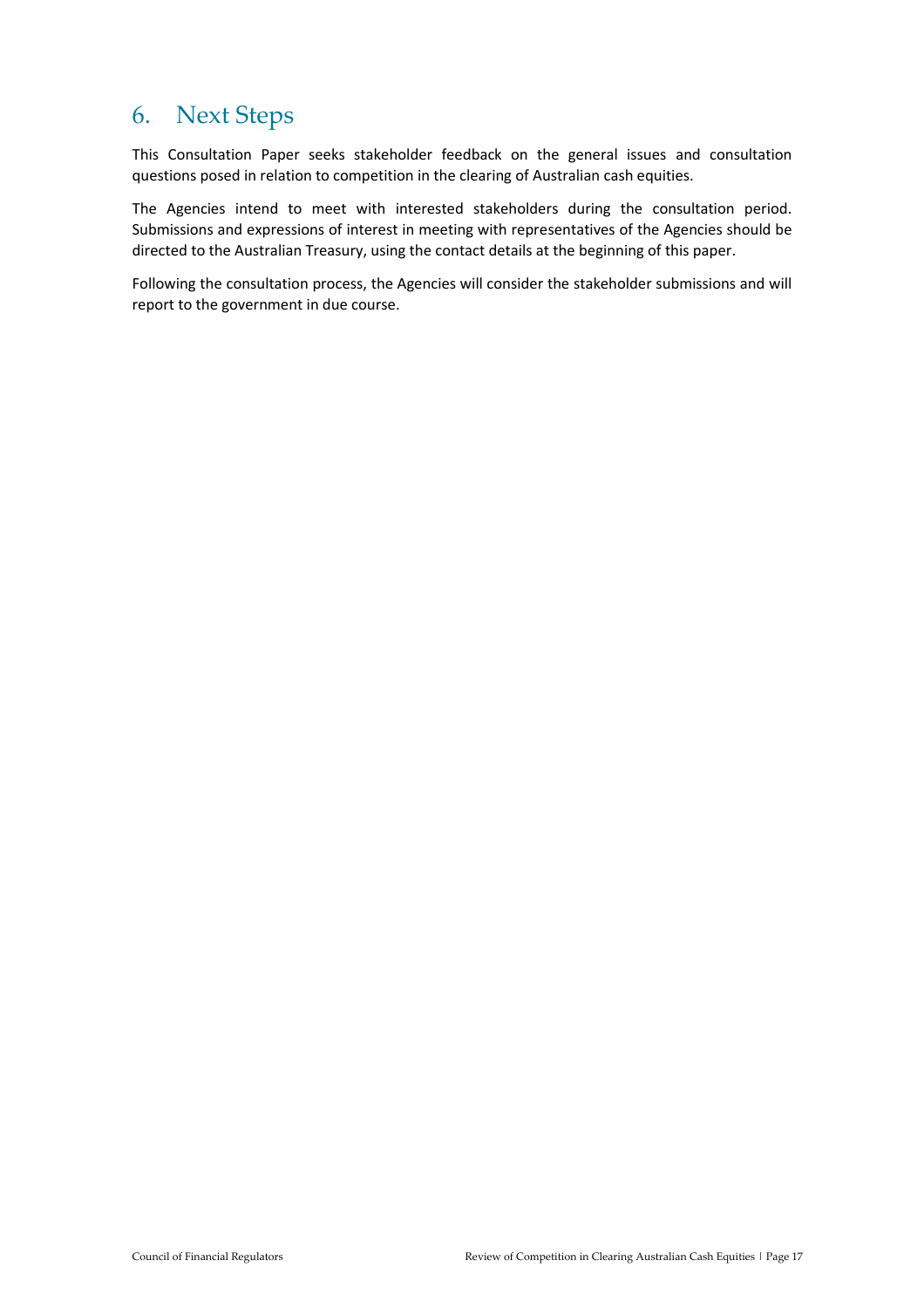# 6. Next Steps

This Consultation Paper seeks stakeholder feedback on the general issues and consultation questions posed in relation to competition in the clearing of Australian cash equities.

The Agencies intend to meet with interested stakeholders during the consultation period. Submissions and expressions of interest in meeting with representatives of the Agencies should be directed to the Australian Treasury, using the contact details at the beginning of this paper.

Following the consultation process, the Agencies will consider the stakeholder submissions and will report to the government in due course.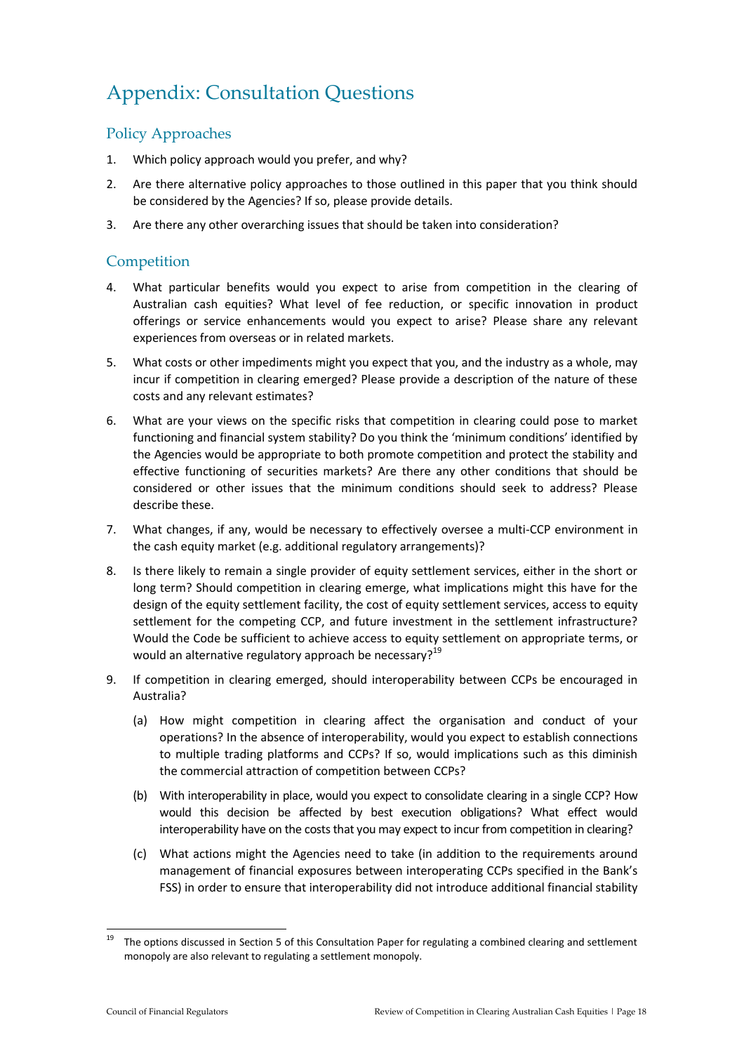# Appendix: Consultation Questions

## Policy Approaches

1. Which policy approach would you prefer, and why?
2. Are there alternative policy approaches to those outlined in this paper that you think should be considered by the Agencies? If so, please provide details.
3. Are there any other overarching issues that should be taken into consideration?

## Competition

4. What particular benefits would you expect to arise from competition in the clearing of Australian cash equities? What level of fee reduction, or specific innovation in product offerings or service enhancements would you expect to arise? Please share any relevant experiences from overseas or in related markets.
5. What costs or other impediments might you expect that you, and the industry as a whole, may incur if competition in clearing emerged? Please provide a description of the nature of these costs and any relevant estimates?
6. What are your views on the specific risks that competition in clearing could pose to market functioning and financial system stability? Do you think the 'minimum conditions' identified by the Agencies would be appropriate to both promote competition and protect the stability and effective functioning of securities markets? Are there any other conditions that should be considered or other issues that the minimum conditions should seek to address? Please describe these.
7. What changes, if any, would be necessary to effectively oversee a multi-CCP environment in the cash equity market (e.g. additional regulatory arrangements)?
8. Is there likely to remain a single provider of equity settlement services, either in the short or long term? Should competition in clearing emerge, what implications might this have for the design of the equity settlement facility, the cost of equity settlement services, access to equity settlement for the competing CCP, and future investment in the settlement infrastructure? Would the Code be sufficient to achieve access to equity settlement on appropriate terms, or would an alternative regulatory approach be necessary?[19]
9. If competition in clearing emerged, should interoperability between CCPs be encouraged in Australia?
   (a) How might competition in clearing affect the organisation and conduct of your operations? In the absence of interoperability, would you expect to establish connections to multiple trading platforms and CCPs? If so, would implications such as this diminish the commercial attraction of competition between CCPs?
   (b) With interoperability in place, would you expect to consolidate clearing in a single CCP? How would this decision be affected by best execution obligations? What effect would interoperability have on the costs that you may expect to incur from competition in clearing?
   (c) What actions might the Agencies need to take (in addition to the requirements around management of financial exposures between interoperating CCPs specified in the Bank's FSS) in order to ensure that interoperability did not introduce additional financial stability

[19] The options discussed in Section 5 of this Consultation Paper for regulating a combined clearing and settlement monopoly are also relevant to regulating a settlement monopoly.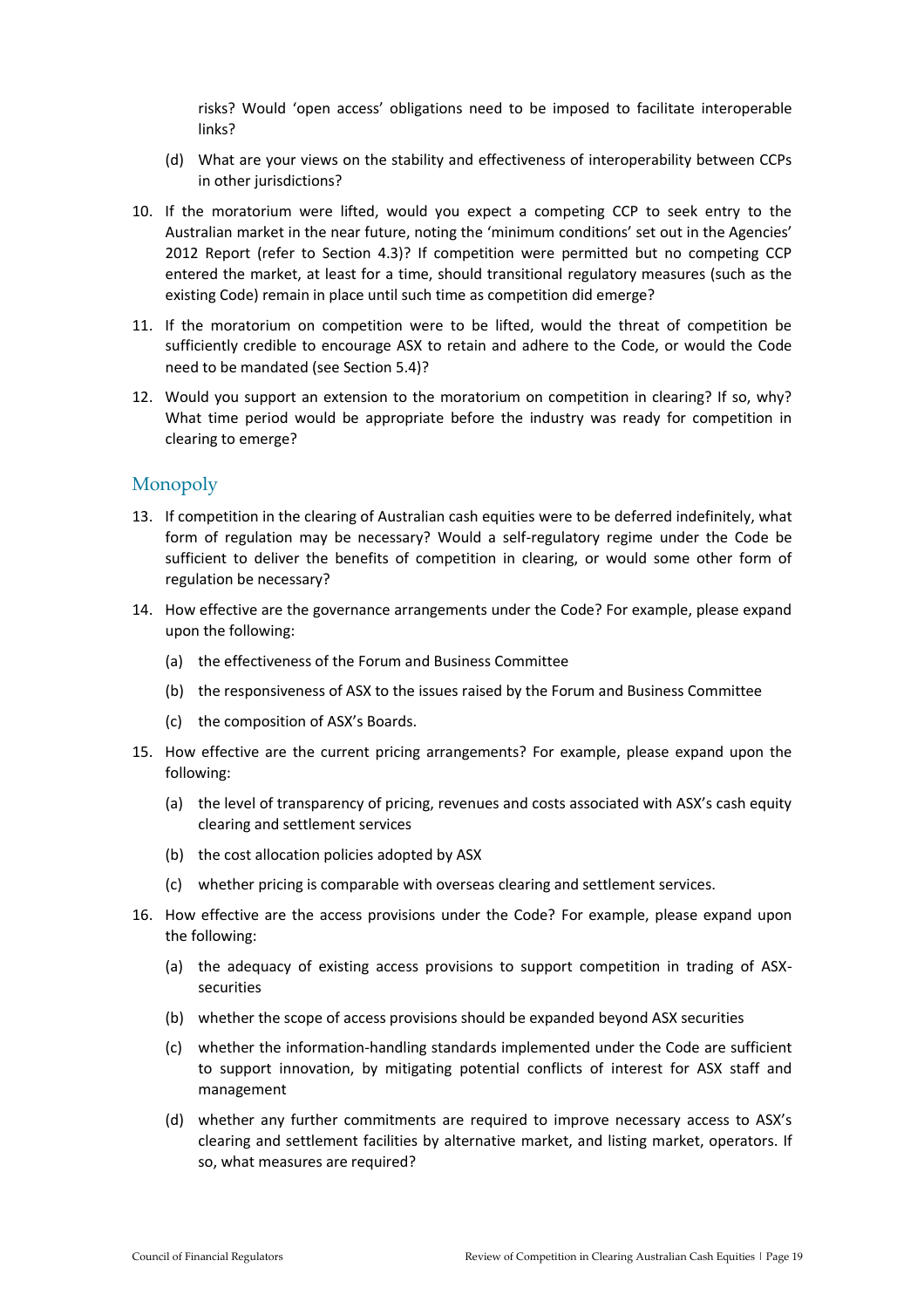risks? Would 'open access' obligations need to be imposed to facilitate interoperable links?

(d) What are your views on the stability and effectiveness of interoperability between CCPs in other jurisdictions?

10. If the moratorium were lifted, would you expect a competing CCP to seek entry to the Australian market in the near future, noting the 'minimum conditions' set out in the Agencies' 2012 Report (refer to Section 4.3)? If competition were permitted but no competing CCP entered the market, at least for a time, should transitional regulatory measures (such as the existing Code) remain in place until such time as competition did emerge?

11. If the moratorium on competition were to be lifted, would the threat of competition be sufficiently credible to encourage ASX to retain and adhere to the Code, or would the Code need to be mandated (see Section 5.4)?

12. Would you support an extension to the moratorium on competition in clearing? If so, why? What time period would be appropriate before the industry was ready for competition in clearing to emerge?

## Monopoly

13. If competition in the clearing of Australian cash equities were to be deferred indefinitely, what form of regulation may be necessary? Would a self-regulatory regime under the Code be sufficient to deliver the benefits of competition in clearing, or would some other form of regulation be necessary?

14. How effective are the governance arrangements under the Code? For example, please expand upon the following:

    (a) the effectiveness of the Forum and Business Committee

    (b) the responsiveness of ASX to the issues raised by the Forum and Business Committee

    (c) the composition of ASX's Boards.

15. How effective are the current pricing arrangements? For example, please expand upon the following:

    (a) the level of transparency of pricing, revenues and costs associated with ASX's cash equity clearing and settlement services

    (b) the cost allocation policies adopted by ASX

    (c) whether pricing is comparable with overseas clearing and settlement services.

16. How effective are the access provisions under the Code? For example, please expand upon the following:

    (a) the adequacy of existing access provisions to support competition in trading of ASX-securities

    (b) whether the scope of access provisions should be expanded beyond ASX securities

    (c) whether the information-handling standards implemented under the Code are sufficient to support innovation, by mitigating potential conflicts of interest for ASX staff and management

    (d) whether any further commitments are required to improve necessary access to ASX's clearing and settlement facilities by alternative market, and listing market, operators. If so, what measures are required?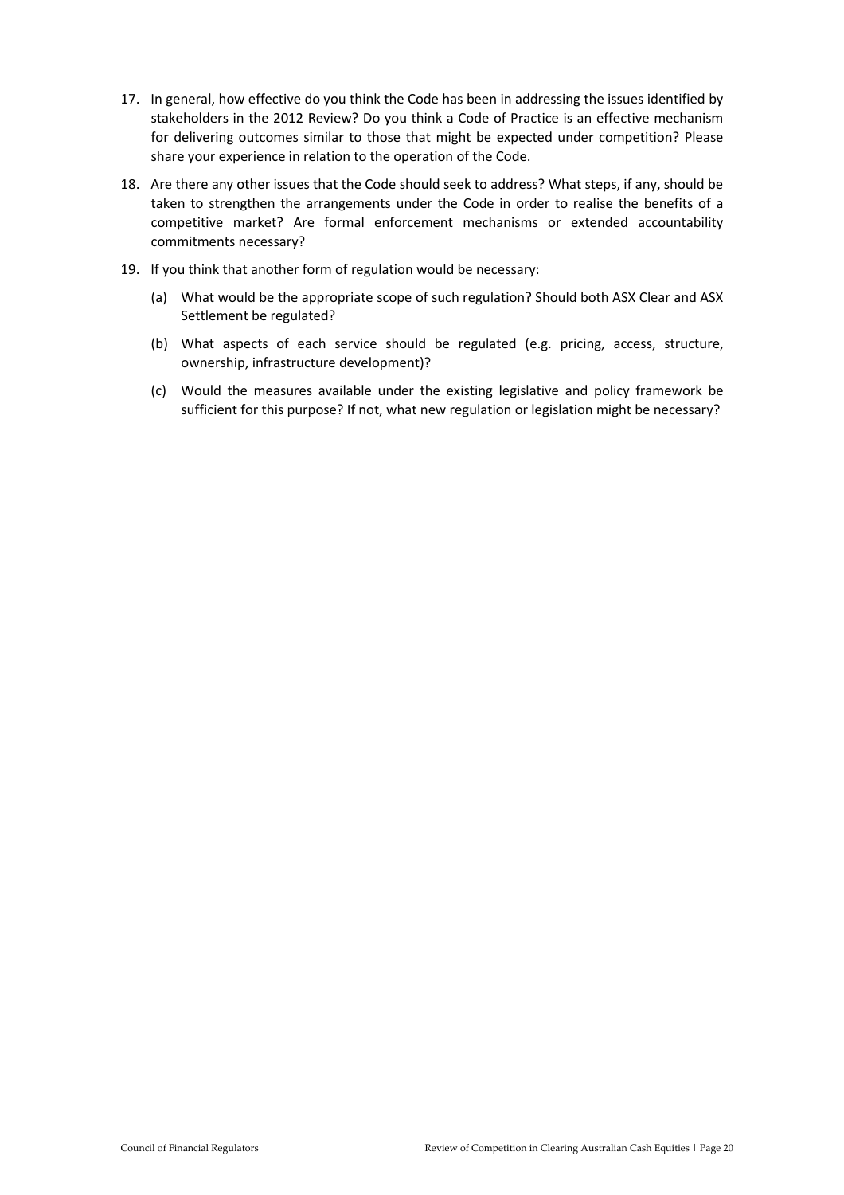17. In general, how effective do you think the Code has been in addressing the issues identified by stakeholders in the 2012 Review? Do you think a Code of Practice is an effective mechanism for delivering outcomes similar to those that might be expected under competition? Please share your experience in relation to the operation of the Code.

18. Are there any other issues that the Code should seek to address? What steps, if any, should be taken to strengthen the arrangements under the Code in order to realise the benefits of a competitive market? Are formal enforcement mechanisms or extended accountability commitments necessary?

19. If you think that another form of regulation would be necessary:

    (a) What would be the appropriate scope of such regulation? Should both ASX Clear and ASX Settlement be regulated?

    (b) What aspects of each service should be regulated (e.g. pricing, access, structure, ownership, infrastructure development)?

    (c) Would the measures available under the existing legislative and policy framework be sufficient for this purpose? If not, what new regulation or legislation might be necessary?